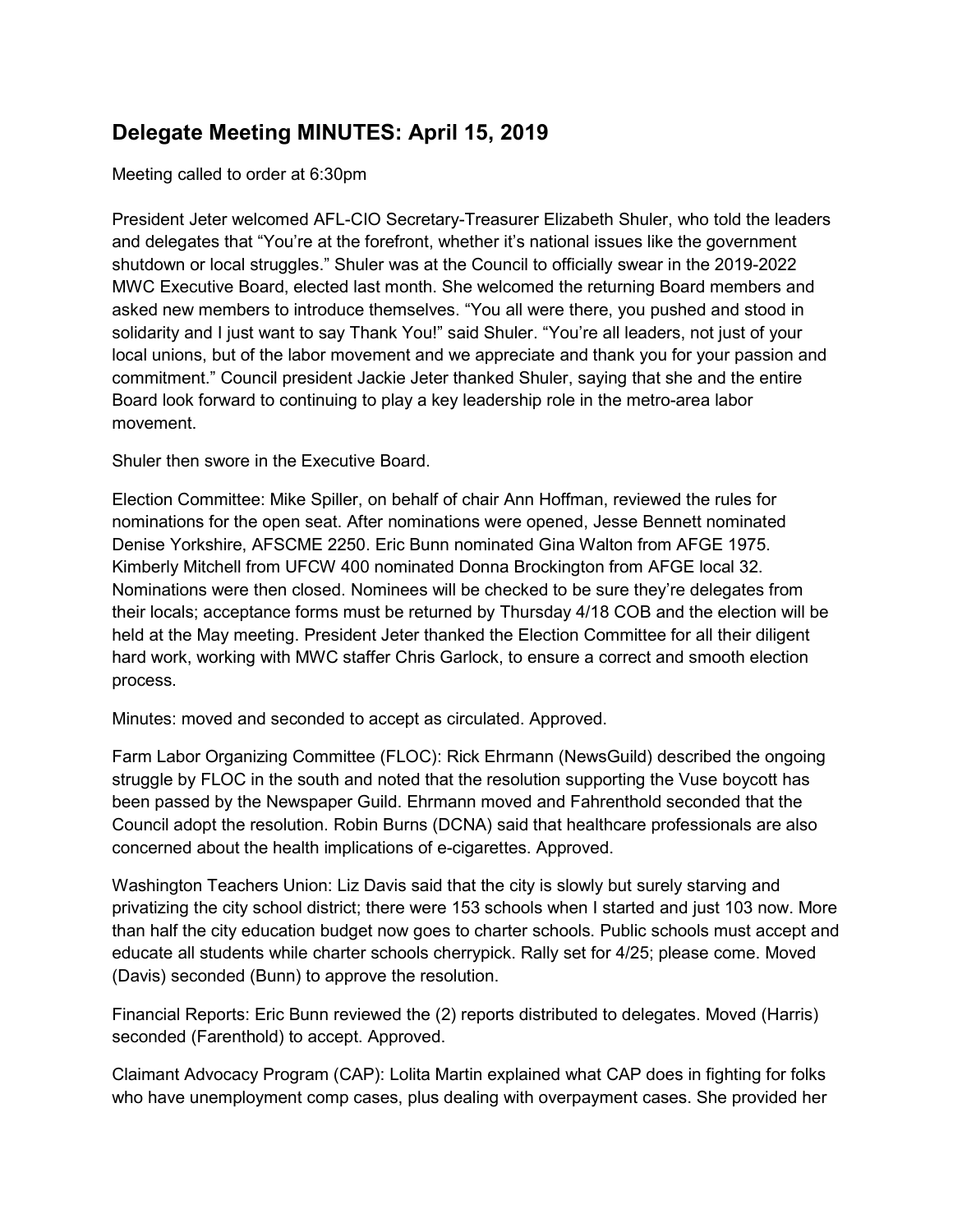## Delegate Meeting MINUTES: April 15, 2019

Meeting called to order at 6:30pm

President Jeter welcomed AFL-CIO Secretary-Treasurer Elizabeth Shuler, who told the leaders and delegates that "You're at the forefront, whether it's national issues like the government shutdown or local struggles." Shuler was at the Council to officially swear in the 2019-2022 MWC Executive Board, elected last month. She welcomed the returning Board members and asked new members to introduce themselves. "You all were there, you pushed and stood in solidarity and I just want to say Thank You!" said Shuler. "You're all leaders, not just of your local unions, but of the labor movement and we appreciate and thank you for your passion and commitment." Council president Jackie Jeter thanked Shuler, saying that she and the entire Board look forward to continuing to play a key leadership role in the metro-area labor movement.

Shuler then swore in the Executive Board.

Election Committee: Mike Spiller, on behalf of chair Ann Hoffman, reviewed the rules for nominations for the open seat. After nominations were opened, Jesse Bennett nominated Denise Yorkshire, AFSCME 2250. Eric Bunn nominated Gina Walton from AFGE 1975. Kimberly Mitchell from UFCW 400 nominated Donna Brockington from AFGE local 32. Nominations were then closed. Nominees will be checked to be sure they're delegates from their locals; acceptance forms must be returned by Thursday 4/18 COB and the election will be held at the May meeting. President Jeter thanked the Election Committee for all their diligent hard work, working with MWC staffer Chris Garlock, to ensure a correct and smooth election process.

Minutes: moved and seconded to accept as circulated. Approved.

Farm Labor Organizing Committee (FLOC): Rick Ehrmann (NewsGuild) described the ongoing struggle by FLOC in the south and noted that the resolution supporting the Vuse boycott has been passed by the Newspaper Guild. Ehrmann moved and Fahrenthold seconded that the Council adopt the resolution. Robin Burns (DCNA) said that healthcare professionals are also concerned about the health implications of e-cigarettes. Approved.

Washington Teachers Union: Liz Davis said that the city is slowly but surely starving and privatizing the city school district; there were 153 schools when I started and just 103 now. More than half the city education budget now goes to charter schools. Public schools must accept and educate all students while charter schools cherrypick. Rally set for 4/25; please come. Moved (Davis) seconded (Bunn) to approve the resolution.

Financial Reports: Eric Bunn reviewed the (2) reports distributed to delegates. Moved (Harris) seconded (Farenthold) to accept. Approved.

Claimant Advocacy Program (CAP): Lolita Martin explained what CAP does in fighting for folks who have unemployment comp cases, plus dealing with overpayment cases. She provided her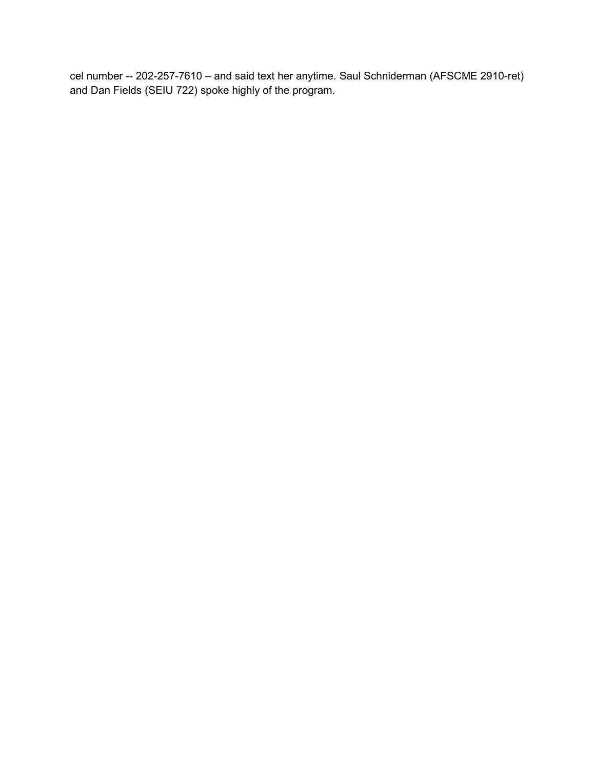cel number -- 202-257-7610 – and said text her anytime. Saul Schniderman (AFSCME 2910-ret) and Dan Fields (SEIU 722) spoke highly of the program.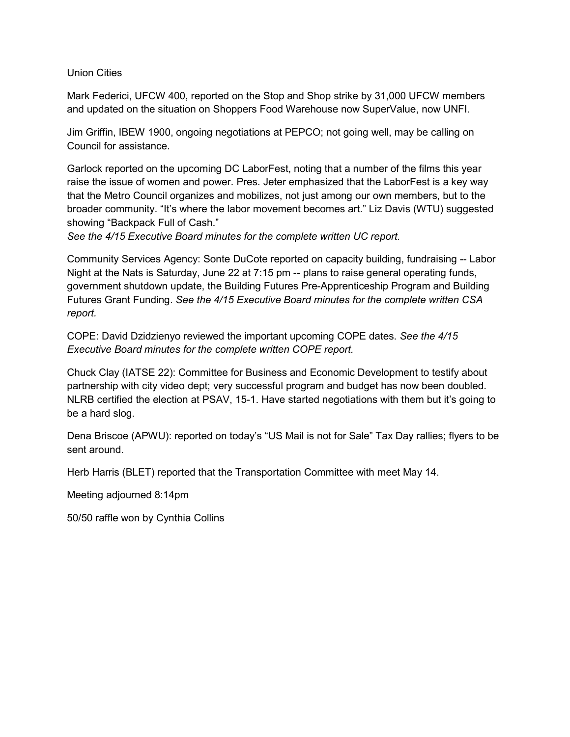Union Cities

Mark Federici, UFCW 400, reported on the Stop and Shop strike by 31,000 UFCW members and updated on the situation on Shoppers Food Warehouse now SuperValue, now UNFI.

Jim Griffin, IBEW 1900, ongoing negotiations at PEPCO; not going well, may be calling on Council for assistance.

Garlock reported on the upcoming DC LaborFest, noting that a number of the films this year raise the issue of women and power. Pres. Jeter emphasized that the LaborFest is a key way that the Metro Council organizes and mobilizes, not just among our own members, but to the broader community. "It's where the labor movement becomes art." Liz Davis (WTU) suggested showing "Backpack Full of Cash."
*See the 4/15 Executive Board minutes for the complete written UC report.*

Community Services Agency: Sonte DuCote reported on capacity building, fundraising -- Labor Night at the Nats is Saturday, June 22 at 7:15 pm -- plans to raise general operating funds, government shutdown update, the Building Futures Pre-Apprenticeship Program and Building Futures Grant Funding. *See the 4/15 Executive Board minutes for the complete written CSA report.*

COPE: David Dzidzienyo reviewed the important upcoming COPE dates. *See the 4/15 Executive Board minutes for the complete written COPE report.*

Chuck Clay (IATSE 22): Committee for Business and Economic Development to testify about partnership with city video dept; very successful program and budget has now been doubled. NLRB certified the election at PSAV, 15-1. Have started negotiations with them but it's going to be a hard slog.

Dena Briscoe (APWU): reported on today's "US Mail is not for Sale" Tax Day rallies; flyers to be sent around.

Herb Harris (BLET) reported that the Transportation Committee with meet May 14.

Meeting adjourned 8:14pm

50/50 raffle won by Cynthia Collins